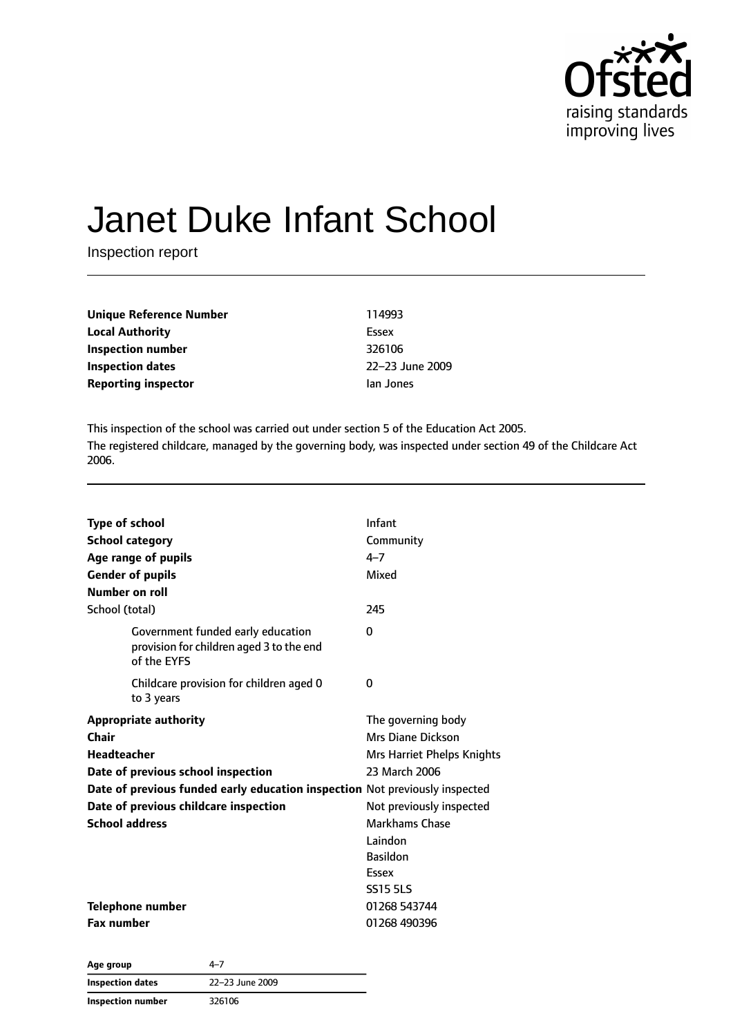# Janet Duke Infant School

Inspection report

| | |
|---|---|
| **Unique Reference Number** | 114993 |
| **Local Authority** | Essex |
| **Inspection number** | 326106 |
| **Inspection dates** | 22–23 June 2009 |
| **Reporting inspector** | Ian Jones |

This inspection of the school was carried out under section 5 of the Education Act 2005.

The registered childcare, managed by the governing body, was inspected under section 49 of the Childcare Act 2006.

| | |
|---|---|
| **Type of school** | Infant |
| **School category** | Community |
| **Age range of pupils** | 4–7 |
| **Gender of pupils** | Mixed |
| **Number on roll** | |
| School (total) | 245 |
| Government funded early education provision for children aged 3 to the end of the EYFS | 0 |
| Childcare provision for children aged 0 to 3 years | 0 |
| **Appropriate authority** | The governing body |
| **Chair** | Mrs Diane Dickson |
| **Headteacher** | Mrs Harriet Phelps Knights |
| **Date of previous school inspection** | 23 March 2006 |
| **Date of previous funded early education inspection** | Not previously inspected |
| **Date of previous childcare inspection** | Not previously inspected |
| **School address** | Markhams Chase<br>Laindon<br>Basildon<br>Essex<br>SS15 5LS |
| **Telephone number** | 01268 543744 |
| **Fax number** | 01268 490396 |

| | |
|---|---|
| **Age group** | 4–7 |
| **Inspection dates** | 22–23 June 2009 |
| **Inspection number** | 326106 |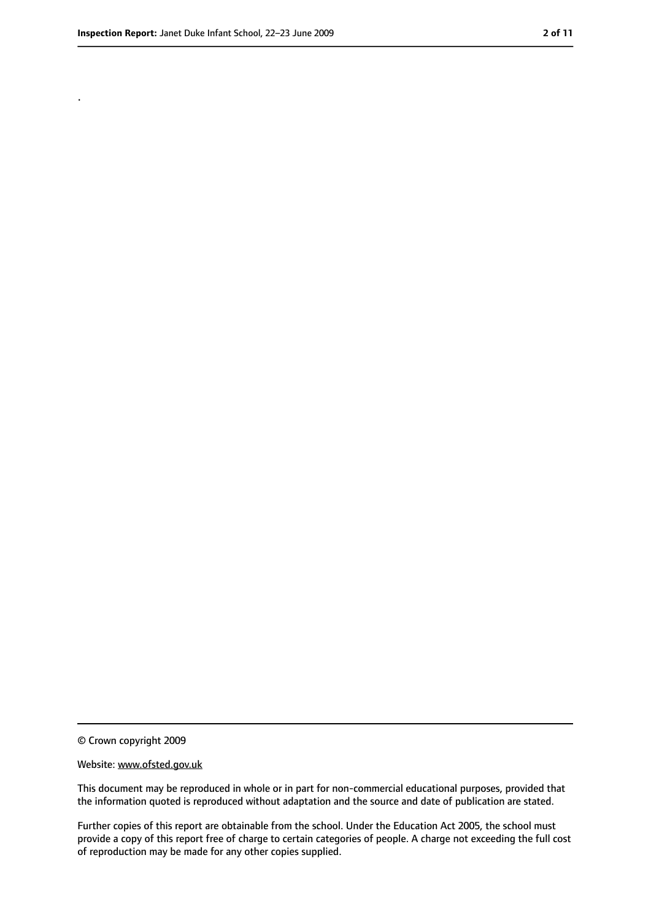.

© Crown copyright 2009

Website: www.ofsted.gov.uk

This document may be reproduced in whole or in part for non-commercial educational purposes, provided that the information quoted is reproduced without adaptation and the source and date of publication are stated.

Further copies of this report are obtainable from the school. Under the Education Act 2005, the school must provide a copy of this report free of charge to certain categories of people. A charge not exceeding the full cost of reproduction may be made for any other copies supplied.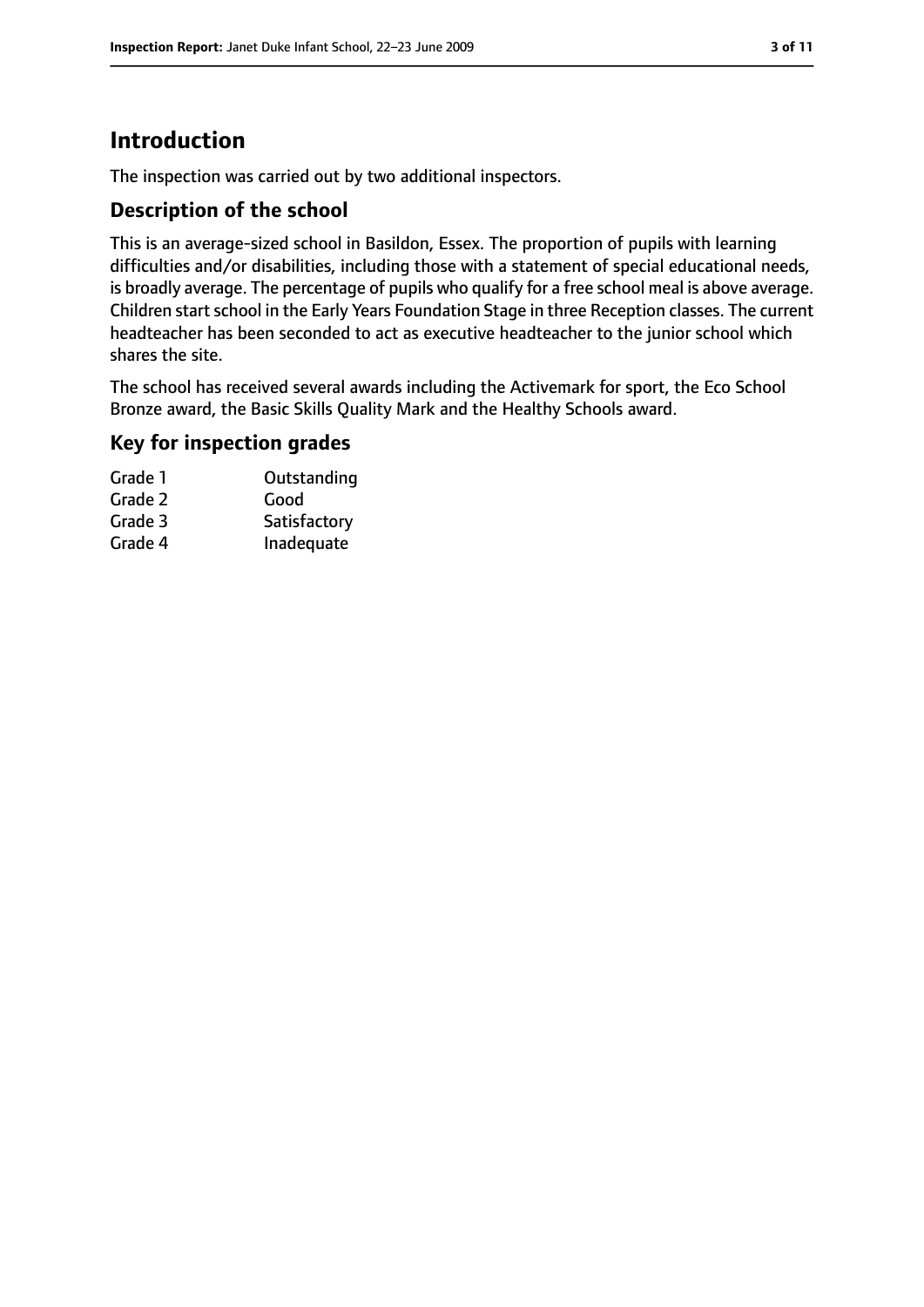# Introduction

The inspection was carried out by two additional inspectors.

## Description of the school

This is an average-sized school in Basildon, Essex. The proportion of pupils with learning difficulties and/or disabilities, including those with a statement of special educational needs, is broadly average. The percentage of pupils who qualify for a free school meal is above average. Children start school in the Early Years Foundation Stage in three Reception classes. The current headteacher has been seconded to act as executive headteacher to the junior school which shares the site.

The school has received several awards including the Activemark for sport, the Eco School Bronze award, the Basic Skills Quality Mark and the Healthy Schools award.

## Key for inspection grades

| | |
|---|---|
| Grade 1 | Outstanding |
| Grade 2 | Good |
| Grade 3 | Satisfactory |
| Grade 4 | Inadequate |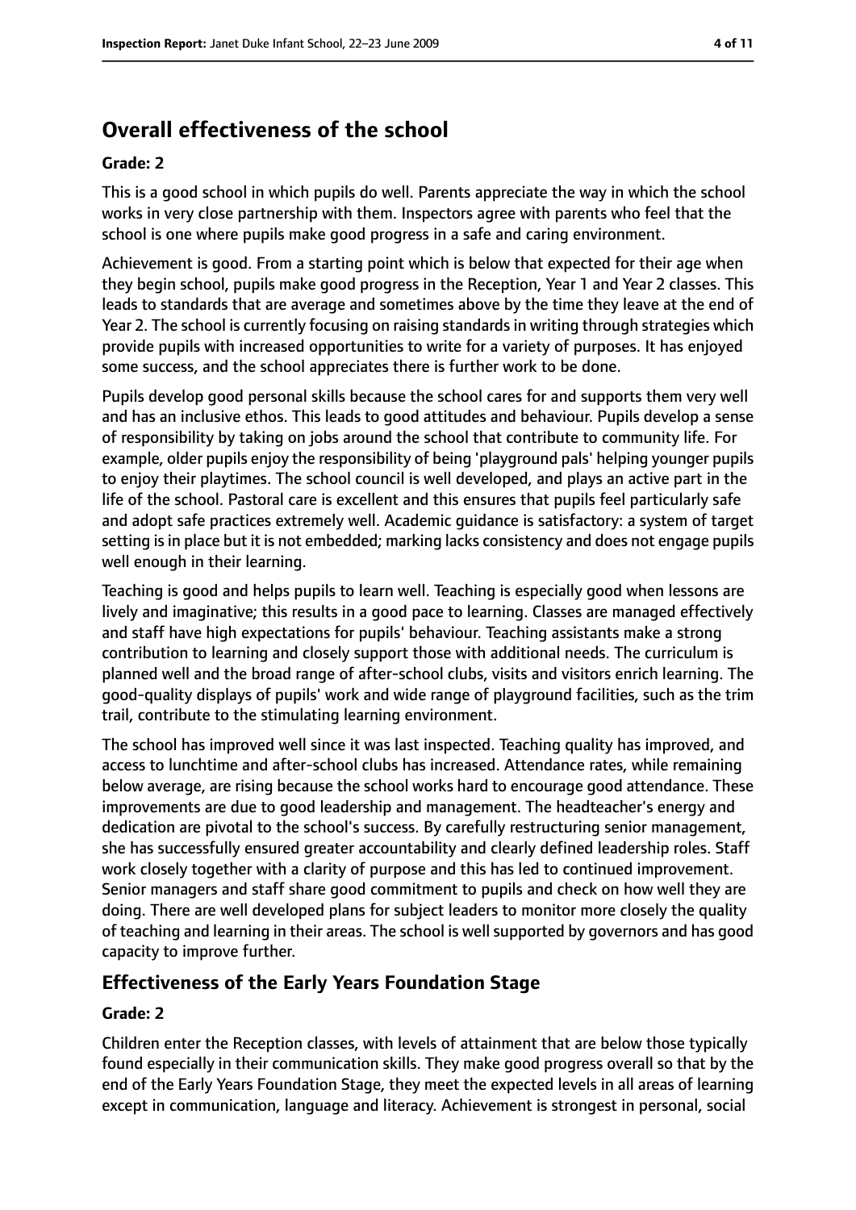## Overall effectiveness of the school

**Grade: 2**

This is a good school in which pupils do well. Parents appreciate the way in which the school works in very close partnership with them. Inspectors agree with parents who feel that the school is one where pupils make good progress in a safe and caring environment.

Achievement is good. From a starting point which is below that expected for their age when they begin school, pupils make good progress in the Reception, Year 1 and Year 2 classes. This leads to standards that are average and sometimes above by the time they leave at the end of Year 2. The school is currently focusing on raising standards in writing through strategies which provide pupils with increased opportunities to write for a variety of purposes. It has enjoyed some success, and the school appreciates there is further work to be done.

Pupils develop good personal skills because the school cares for and supports them very well and has an inclusive ethos. This leads to good attitudes and behaviour. Pupils develop a sense of responsibility by taking on jobs around the school that contribute to community life. For example, older pupils enjoy the responsibility of being 'playground pals' helping younger pupils to enjoy their playtimes. The school council is well developed, and plays an active part in the life of the school. Pastoral care is excellent and this ensures that pupils feel particularly safe and adopt safe practices extremely well. Academic guidance is satisfactory: a system of target setting is in place but it is not embedded; marking lacks consistency and does not engage pupils well enough in their learning.

Teaching is good and helps pupils to learn well. Teaching is especially good when lessons are lively and imaginative; this results in a good pace to learning. Classes are managed effectively and staff have high expectations for pupils' behaviour. Teaching assistants make a strong contribution to learning and closely support those with additional needs. The curriculum is planned well and the broad range of after-school clubs, visits and visitors enrich learning. The good-quality displays of pupils' work and wide range of playground facilities, such as the trim trail, contribute to the stimulating learning environment.

The school has improved well since it was last inspected. Teaching quality has improved, and access to lunchtime and after-school clubs has increased. Attendance rates, while remaining below average, are rising because the school works hard to encourage good attendance. These improvements are due to good leadership and management. The headteacher's energy and dedication are pivotal to the school's success. By carefully restructuring senior management, she has successfully ensured greater accountability and clearly defined leadership roles. Staff work closely together with a clarity of purpose and this has led to continued improvement. Senior managers and staff share good commitment to pupils and check on how well they are doing. There are well developed plans for subject leaders to monitor more closely the quality of teaching and learning in their areas. The school is well supported by governors and has good capacity to improve further.

### Effectiveness of the Early Years Foundation Stage

**Grade: 2**

Children enter the Reception classes, with levels of attainment that are below those typically found especially in their communication skills. They make good progress overall so that by the end of the Early Years Foundation Stage, they meet the expected levels in all areas of learning except in communication, language and literacy. Achievement is strongest in personal, social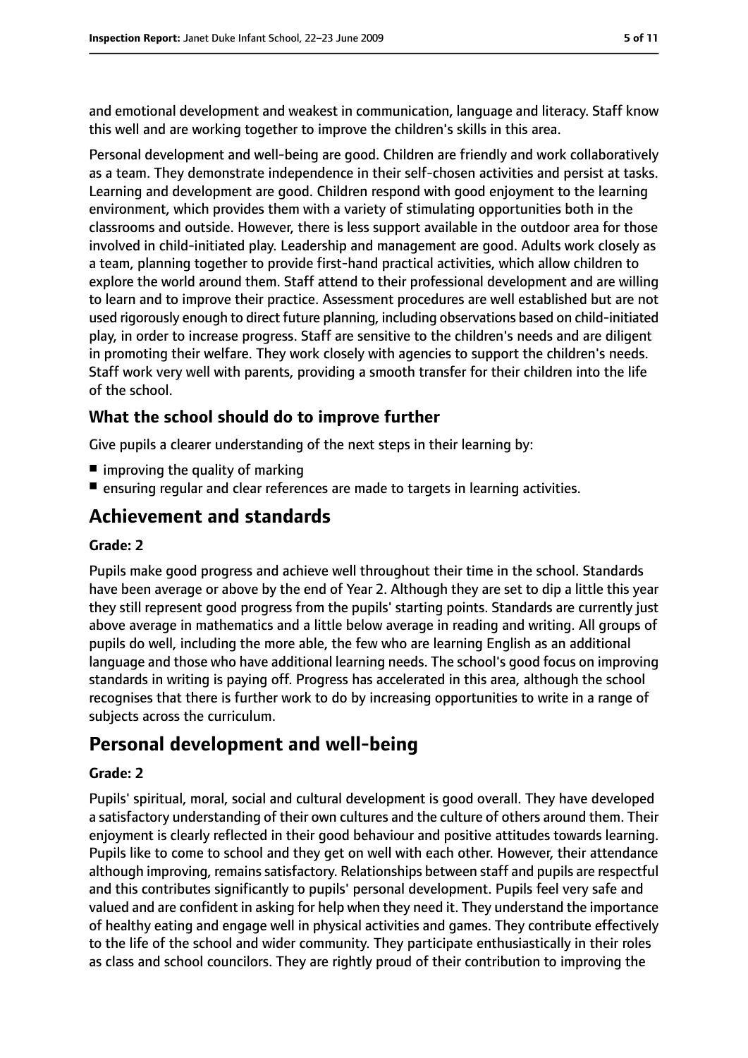and emotional development and weakest in communication, language and literacy. Staff know this well and are working together to improve the children's skills in this area.

Personal development and well-being are good. Children are friendly and work collaboratively as a team. They demonstrate independence in their self-chosen activities and persist at tasks. Learning and development are good. Children respond with good enjoyment to the learning environment, which provides them with a variety of stimulating opportunities both in the classrooms and outside. However, there is less support available in the outdoor area for those involved in child-initiated play. Leadership and management are good. Adults work closely as a team, planning together to provide first-hand practical activities, which allow children to explore the world around them. Staff attend to their professional development and are willing to learn and to improve their practice. Assessment procedures are well established but are not used rigorously enough to direct future planning, including observations based on child-initiated play, in order to increase progress. Staff are sensitive to the children's needs and are diligent in promoting their welfare. They work closely with agencies to support the children's needs. Staff work very well with parents, providing a smooth transfer for their children into the life of the school.

### What the school should do to improve further

Give pupils a clearer understanding of the next steps in their learning by:

- improving the quality of marking
- ensuring regular and clear references are made to targets in learning activities.

## Achievement and standards

**Grade: 2**

Pupils make good progress and achieve well throughout their time in the school. Standards have been average or above by the end of Year 2. Although they are set to dip a little this year they still represent good progress from the pupils' starting points. Standards are currently just above average in mathematics and a little below average in reading and writing. All groups of pupils do well, including the more able, the few who are learning English as an additional language and those who have additional learning needs. The school's good focus on improving standards in writing is paying off. Progress has accelerated in this area, although the school recognises that there is further work to do by increasing opportunities to write in a range of subjects across the curriculum.

## Personal development and well-being

**Grade: 2**

Pupils' spiritual, moral, social and cultural development is good overall. They have developed a satisfactory understanding of their own cultures and the culture of others around them. Their enjoyment is clearly reflected in their good behaviour and positive attitudes towards learning. Pupils like to come to school and they get on well with each other. However, their attendance although improving, remains satisfactory. Relationships between staff and pupils are respectful and this contributes significantly to pupils' personal development. Pupils feel very safe and valued and are confident in asking for help when they need it. They understand the importance of healthy eating and engage well in physical activities and games. They contribute effectively to the life of the school and wider community. They participate enthusiastically in their roles as class and school councilors. They are rightly proud of their contribution to improving the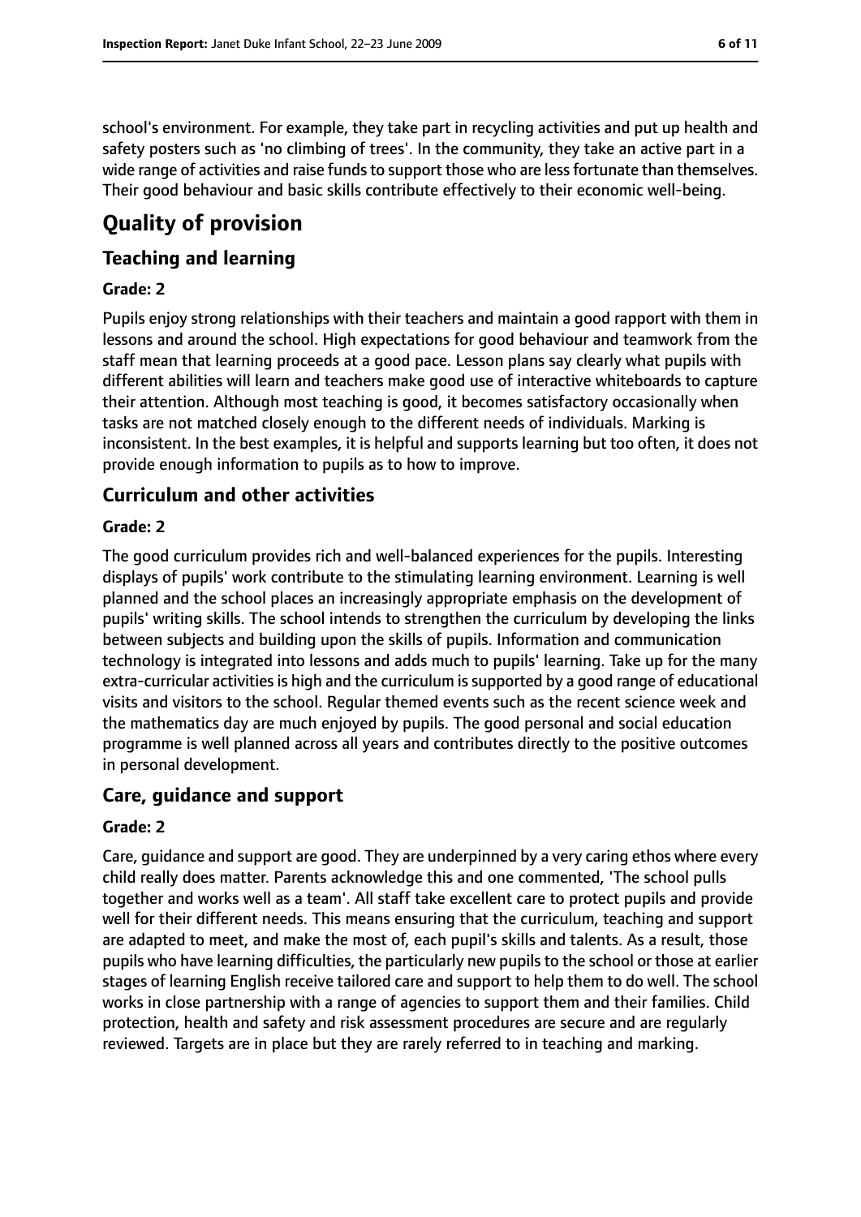school's environment. For example, they take part in recycling activities and put up health and safety posters such as 'no climbing of trees'. In the community, they take an active part in a wide range of activities and raise funds to support those who are less fortunate than themselves. Their good behaviour and basic skills contribute effectively to their economic well-being.

# Quality of provision

## Teaching and learning

### Grade: 2

Pupils enjoy strong relationships with their teachers and maintain a good rapport with them in lessons and around the school. High expectations for good behaviour and teamwork from the staff mean that learning proceeds at a good pace. Lesson plans say clearly what pupils with different abilities will learn and teachers make good use of interactive whiteboards to capture their attention. Although most teaching is good, it becomes satisfactory occasionally when tasks are not matched closely enough to the different needs of individuals. Marking is inconsistent. In the best examples, it is helpful and supports learning but too often, it does not provide enough information to pupils as to how to improve.

## Curriculum and other activities

### Grade: 2

The good curriculum provides rich and well-balanced experiences for the pupils. Interesting displays of pupils' work contribute to the stimulating learning environment. Learning is well planned and the school places an increasingly appropriate emphasis on the development of pupils' writing skills. The school intends to strengthen the curriculum by developing the links between subjects and building upon the skills of pupils. Information and communication technology is integrated into lessons and adds much to pupils' learning. Take up for the many extra-curricular activities is high and the curriculum is supported by a good range of educational visits and visitors to the school. Regular themed events such as the recent science week and the mathematics day are much enjoyed by pupils. The good personal and social education programme is well planned across all years and contributes directly to the positive outcomes in personal development.

## Care, guidance and support

### Grade: 2

Care, guidance and support are good. They are underpinned by a very caring ethos where every child really does matter. Parents acknowledge this and one commented, 'The school pulls together and works well as a team'. All staff take excellent care to protect pupils and provide well for their different needs. This means ensuring that the curriculum, teaching and support are adapted to meet, and make the most of, each pupil's skills and talents. As a result, those pupils who have learning difficulties, the particularly new pupils to the school or those at earlier stages of learning English receive tailored care and support to help them to do well. The school works in close partnership with a range of agencies to support them and their families. Child protection, health and safety and risk assessment procedures are secure and are regularly reviewed. Targets are in place but they are rarely referred to in teaching and marking.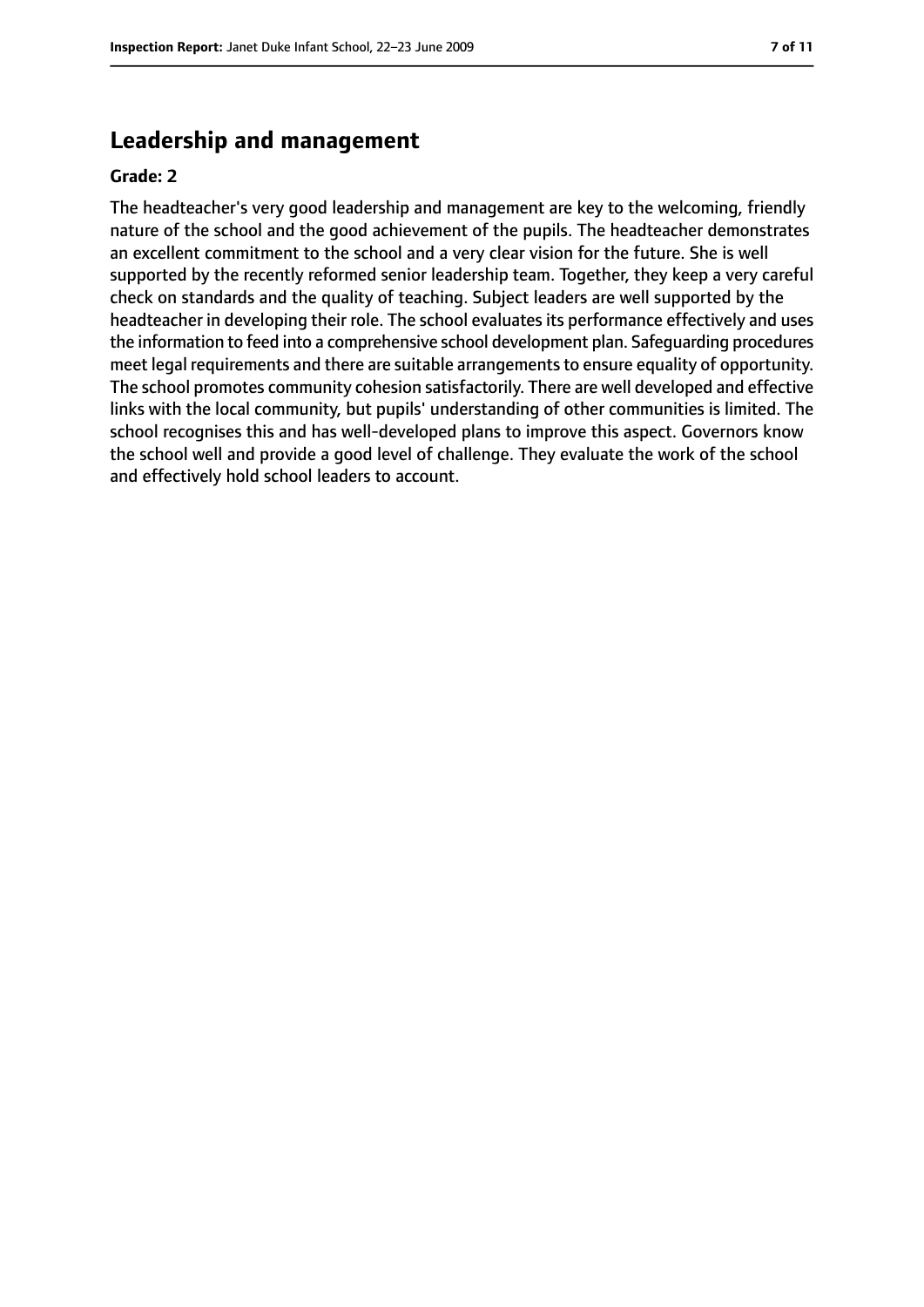## Leadership and management

**Grade: 2**

The headteacher's very good leadership and management are key to the welcoming, friendly nature of the school and the good achievement of the pupils. The headteacher demonstrates an excellent commitment to the school and a very clear vision for the future. She is well supported by the recently reformed senior leadership team. Together, they keep a very careful check on standards and the quality of teaching. Subject leaders are well supported by the headteacher in developing their role. The school evaluates its performance effectively and uses the information to feed into a comprehensive school development plan. Safeguarding procedures meet legal requirements and there are suitable arrangements to ensure equality of opportunity. The school promotes community cohesion satisfactorily. There are well developed and effective links with the local community, but pupils' understanding of other communities is limited. The school recognises this and has well-developed plans to improve this aspect. Governors know the school well and provide a good level of challenge. They evaluate the work of the school and effectively hold school leaders to account.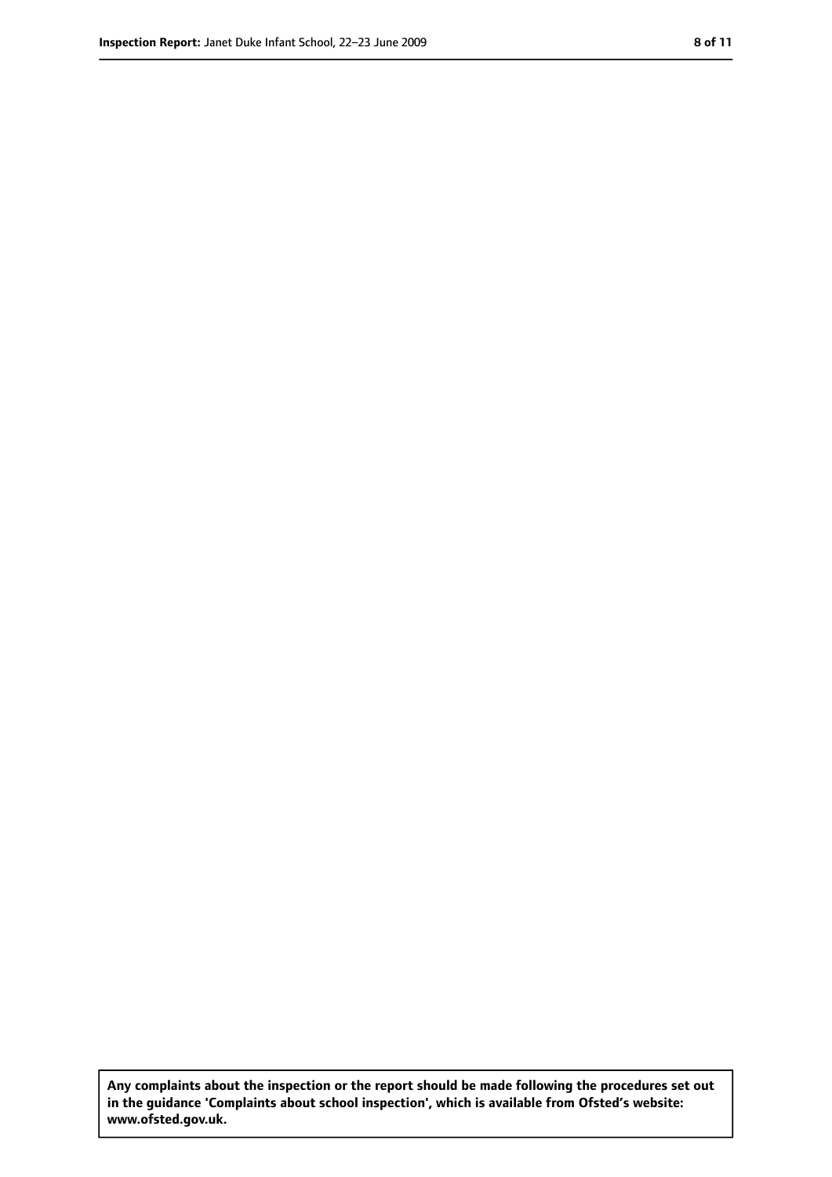**Any complaints about the inspection or the report should be made following the procedures set out in the guidance 'Complaints about school inspection', which is available from Ofsted's website: www.ofsted.gov.uk.**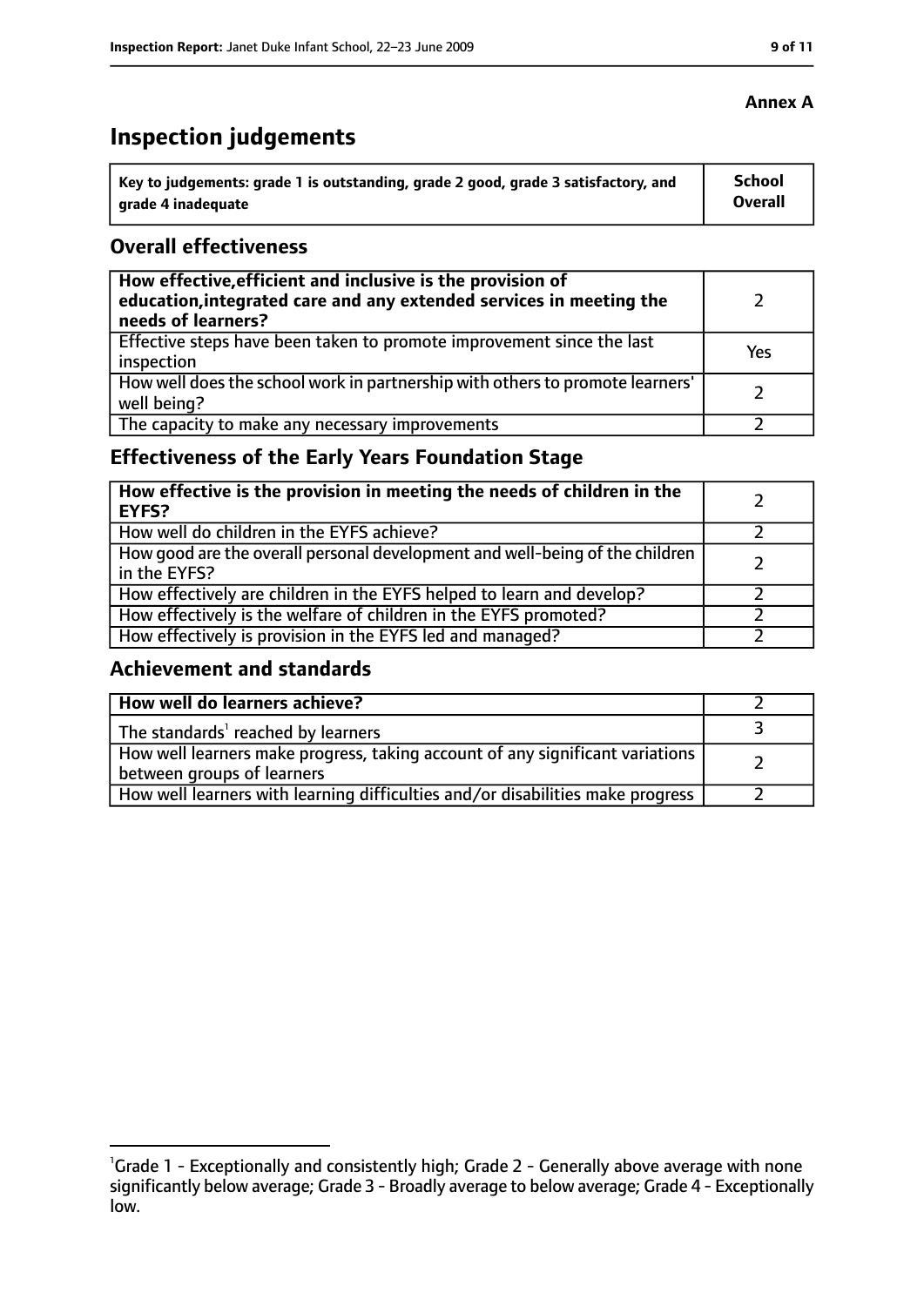**Annex A**

# Inspection judgements

| Key to judgements: grade 1 is outstanding, grade 2 good, grade 3 satisfactory, and grade 4 inadequate | School Overall |
|---|---|

## Overall effectiveness

| | |
|---|---|
| **How effective, efficient and inclusive is the provision of education, integrated care and any extended services in meeting the needs of learners?** | 2 |
| Effective steps have been taken to promote improvement since the last inspection | Yes |
| How well does the school work in partnership with others to promote learners' well being? | 2 |
| The capacity to make any necessary improvements | 2 |

## Effectiveness of the Early Years Foundation Stage

| | |
|---|---|
| **How effective is the provision in meeting the needs of children in the EYFS?** | 2 |
| How well do children in the EYFS achieve? | 2 |
| How good are the overall personal development and well-being of the children in the EYFS? | 2 |
| How effectively are children in the EYFS helped to learn and develop? | 2 |
| How effectively is the welfare of children in the EYFS promoted? | 2 |
| How effectively is provision in the EYFS led and managed? | 2 |

## Achievement and standards

| | |
|---|---|
| **How well do learners achieve?** | 2 |
| The standards[1] reached by learners | 3 |
| How well learners make progress, taking account of any significant variations between groups of learners | 2 |
| How well learners with learning difficulties and/or disabilities make progress | 2 |

[1]Grade 1 - Exceptionally and consistently high; Grade 2 - Generally above average with none significantly below average; Grade 3 - Broadly average to below average; Grade 4 - Exceptionally low.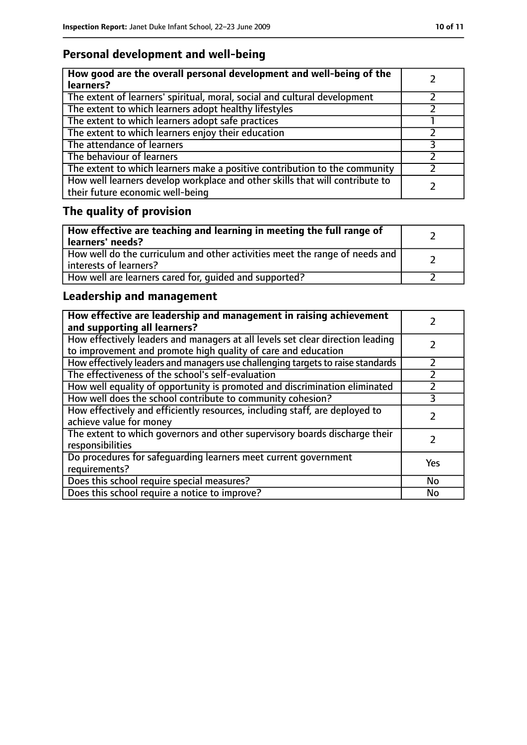## Personal development and well-being

| How good are the overall personal development and well-being of the learners? | 2 |
|---|---|
| The extent of learners' spiritual, moral, social and cultural development | 2 |
| The extent to which learners adopt healthy lifestyles | 2 |
| The extent to which learners adopt safe practices | 1 |
| The extent to which learners enjoy their education | 2 |
| The attendance of learners | 3 |
| The behaviour of learners | 2 |
| The extent to which learners make a positive contribution to the community | 2 |
| How well learners develop workplace and other skills that will contribute to their future economic well-being | 2 |

## The quality of provision

| How effective are teaching and learning in meeting the full range of learners' needs? | 2 |
|---|---|
| How well do the curriculum and other activities meet the range of needs and interests of learners? | 2 |
| How well are learners cared for, guided and supported? | 2 |

## Leadership and management

| How effective are leadership and management in raising achievement and supporting all learners? | 2 |
|---|---|
| How effectively leaders and managers at all levels set clear direction leading to improvement and promote high quality of care and education | 2 |
| How effectively leaders and managers use challenging targets to raise standards | 2 |
| The effectiveness of the school's self-evaluation | 2 |
| How well equality of opportunity is promoted and discrimination eliminated | 2 |
| How well does the school contribute to community cohesion? | 3 |
| How effectively and efficiently resources, including staff, are deployed to achieve value for money | 2 |
| The extent to which governors and other supervisory boards discharge their responsibilities | 2 |
| Do procedures for safeguarding learners meet current government requirements? | Yes |
| Does this school require special measures? | No |
| Does this school require a notice to improve? | No |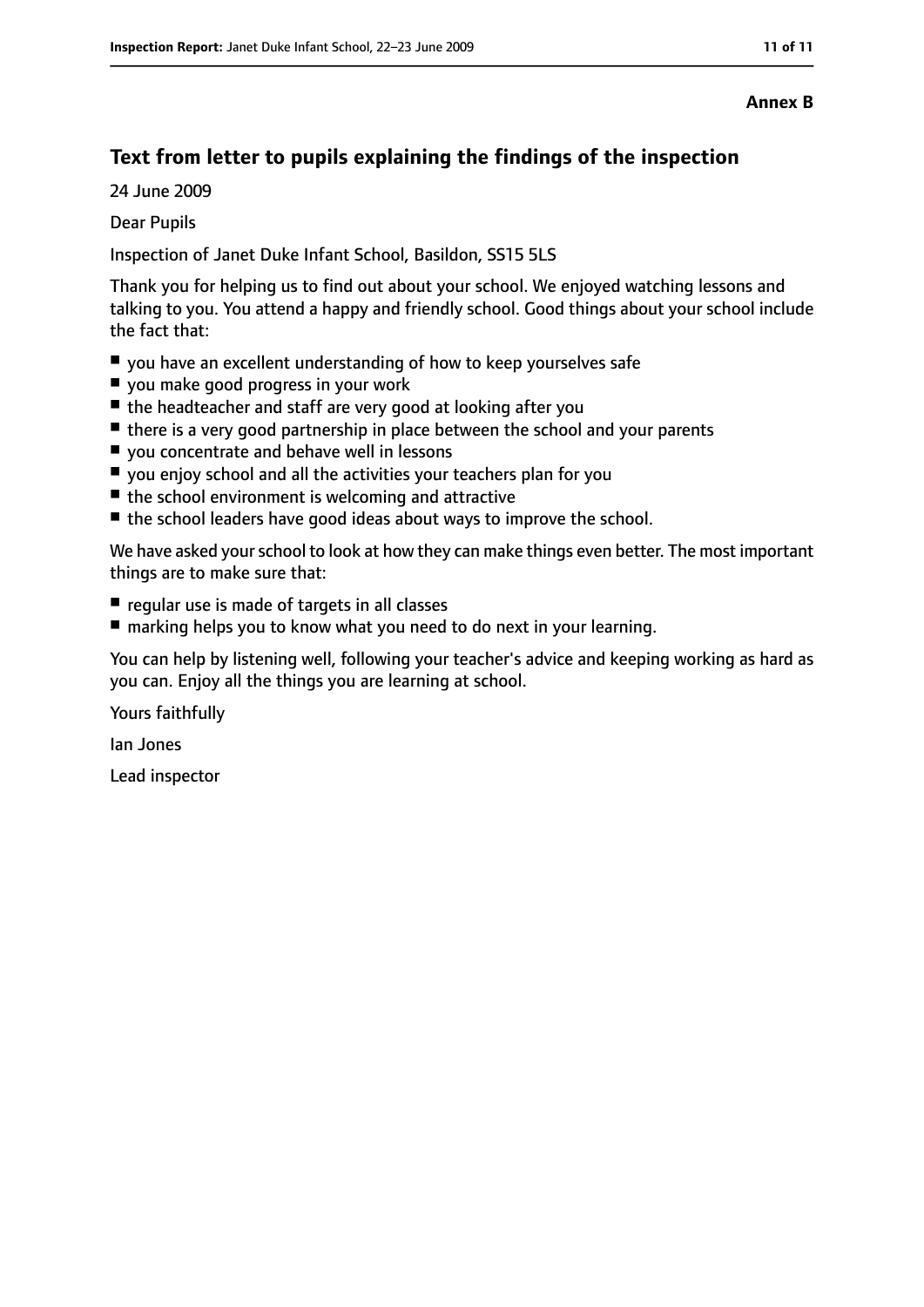**Annex B**

## Text from letter to pupils explaining the findings of the inspection

24 June 2009

Dear Pupils

Inspection of Janet Duke Infant School, Basildon, SS15 5LS

Thank you for helping us to find out about your school. We enjoyed watching lessons and talking to you. You attend a happy and friendly school. Good things about your school include the fact that:

- you have an excellent understanding of how to keep yourselves safe
- you make good progress in your work
- the headteacher and staff are very good at looking after you
- there is a very good partnership in place between the school and your parents
- you concentrate and behave well in lessons
- you enjoy school and all the activities your teachers plan for you
- the school environment is welcoming and attractive
- the school leaders have good ideas about ways to improve the school.

We have asked your school to look at how they can make things even better. The most important things are to make sure that:

- regular use is made of targets in all classes
- marking helps you to know what you need to do next in your learning.

You can help by listening well, following your teacher's advice and keeping working as hard as you can. Enjoy all the things you are learning at school.

Yours faithfully

Ian Jones

Lead inspector